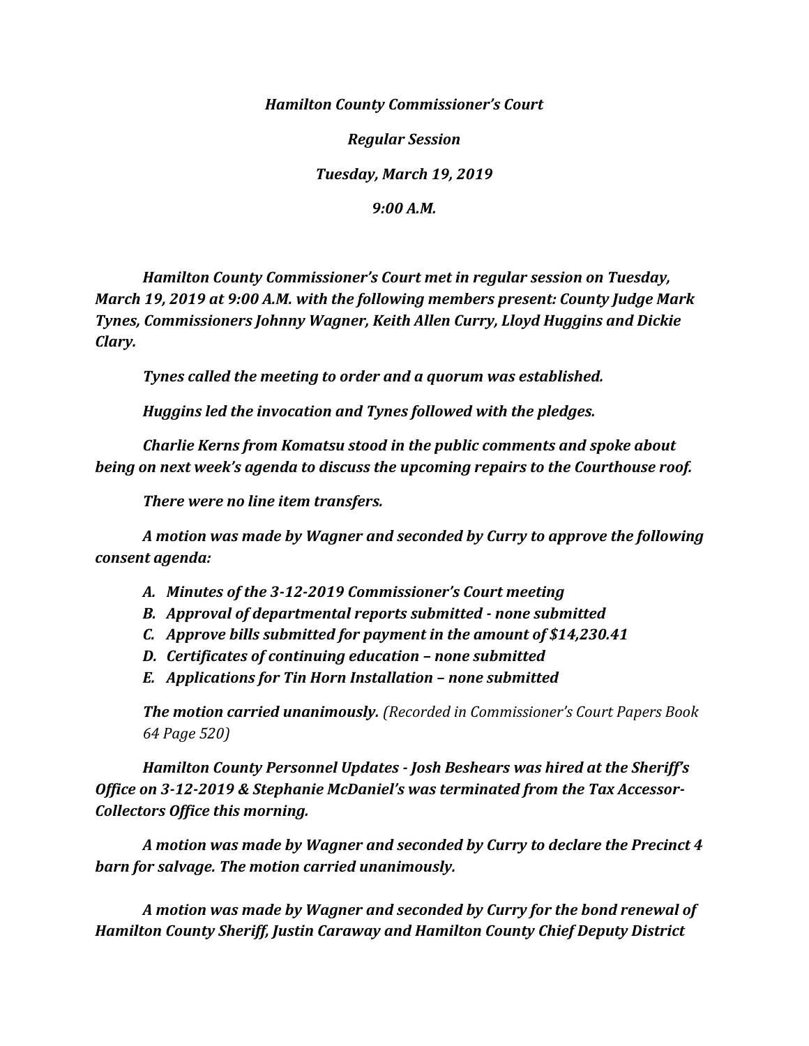***Hamilton County Commissioner's Court***

***Regular Session***

***Tuesday, March 19, 2019***

***9:00 A.M.***

***Hamilton County Commissioner's Court met in regular session on Tuesday, March 19, 2019 at 9:00 A.M. with the following members present: County Judge Mark Tynes, Commissioners Johnny Wagner, Keith Allen Curry, Lloyd Huggins and Dickie Clary.***

***Tynes called the meeting to order and a quorum was established.***

***Huggins led the invocation and Tynes followed with the pledges.***

***Charlie Kerns from Komatsu stood in the public comments and spoke about being on next week's agenda to discuss the upcoming repairs to the Courthouse roof.***

***There were no line item transfers.***

***A motion was made by Wagner and seconded by Curry to approve the following consent agenda:***

- ***A. Minutes of the 3-12-2019 Commissioner's Court meeting***
- ***B. Approval of departmental reports submitted - none submitted***
- ***C. Approve bills submitted for payment in the amount of $14,230.41***
- ***D. Certificates of continuing education – none submitted***
- ***E. Applications for Tin Horn Installation – none submitted***

***The motion carried unanimously.*** *(Recorded in Commissioner's Court Papers Book 64 Page 520)*

***Hamilton County Personnel Updates - Josh Beshears was hired at the Sheriff's Office on 3-12-2019 & Stephanie McDaniel's was terminated from the Tax Accessor-Collectors Office this morning.***

***A motion was made by Wagner and seconded by Curry to declare the Precinct 4 barn for salvage. The motion carried unanimously.***

***A motion was made by Wagner and seconded by Curry for the bond renewal of Hamilton County Sheriff, Justin Caraway and Hamilton County Chief Deputy District***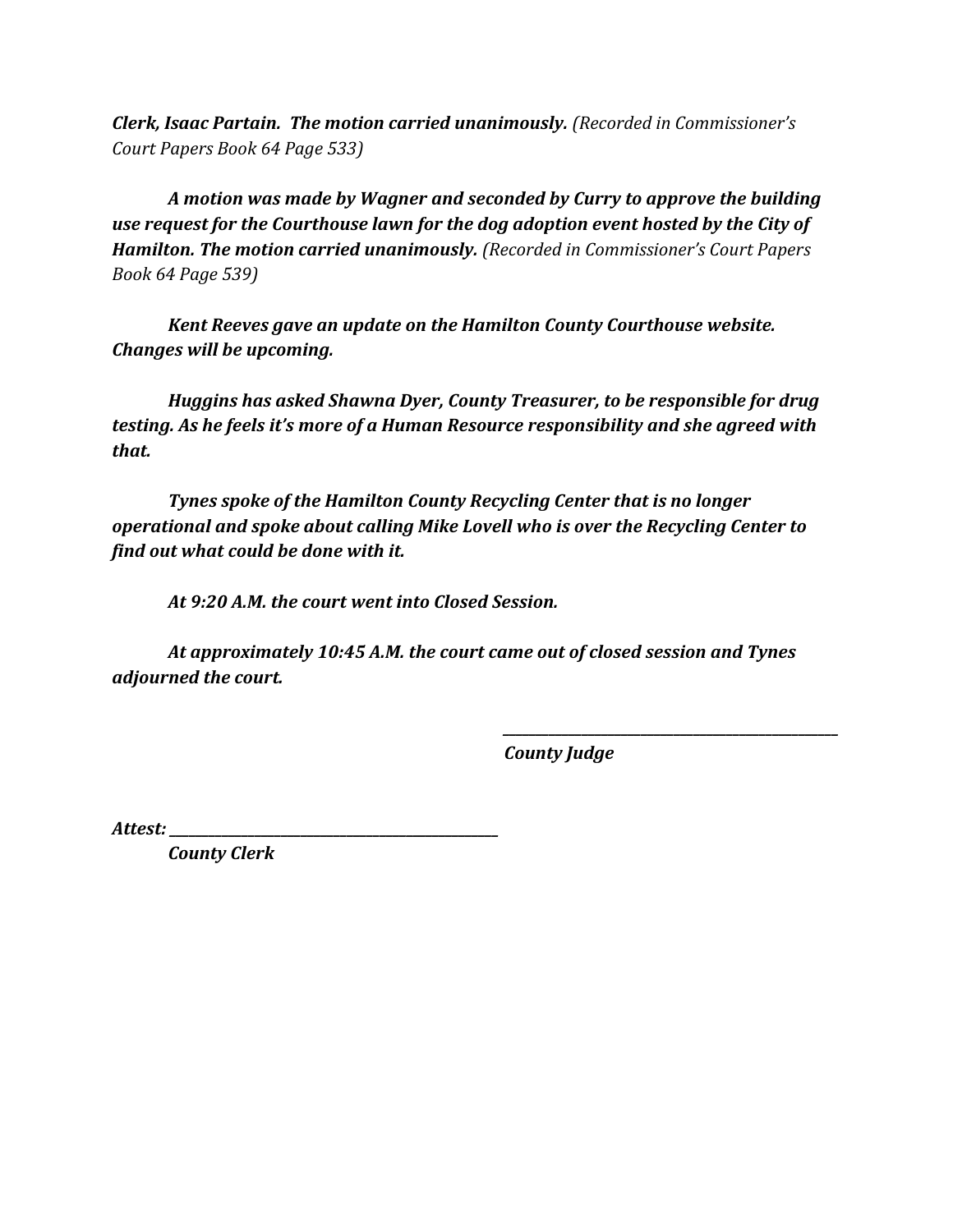***Clerk, Isaac Partain. The motion carried unanimously.*** *(Recorded in Commissioner's Court Papers Book 64 Page 533)*

***A motion was made by Wagner and seconded by Curry to approve the building use request for the Courthouse lawn for the dog adoption event hosted by the City of Hamilton. The motion carried unanimously.*** *(Recorded in Commissioner's Court Papers Book 64 Page 539)*

***Kent Reeves gave an update on the Hamilton County Courthouse website. Changes will be upcoming.***

***Huggins has asked Shawna Dyer, County Treasurer, to be responsible for drug testing. As he feels it's more of a Human Resource responsibility and she agreed with that.***

***Tynes spoke of the Hamilton County Recycling Center that is no longer operational and spoke about calling Mike Lovell who is over the Recycling Center to find out what could be done with it.***

***At 9:20 A.M. the court went into Closed Session.***

***At approximately 10:45 A.M. the court came out of closed session and Tynes adjourned the court.***

\_\_\_\_\_\_\_\_\_\_\_\_\_\_\_\_\_\_\_\_\_\_\_\_\_\_\_\_\_\_\_\_\_\_\_\_\_\_\_\_

***County Judge***

***Attest: \_\_\_\_\_\_\_\_\_\_\_\_\_\_\_\_\_\_\_\_\_\_\_\_\_\_\_\_\_\_\_\_\_\_\_\_\_\_\_\_***

***County Clerk***